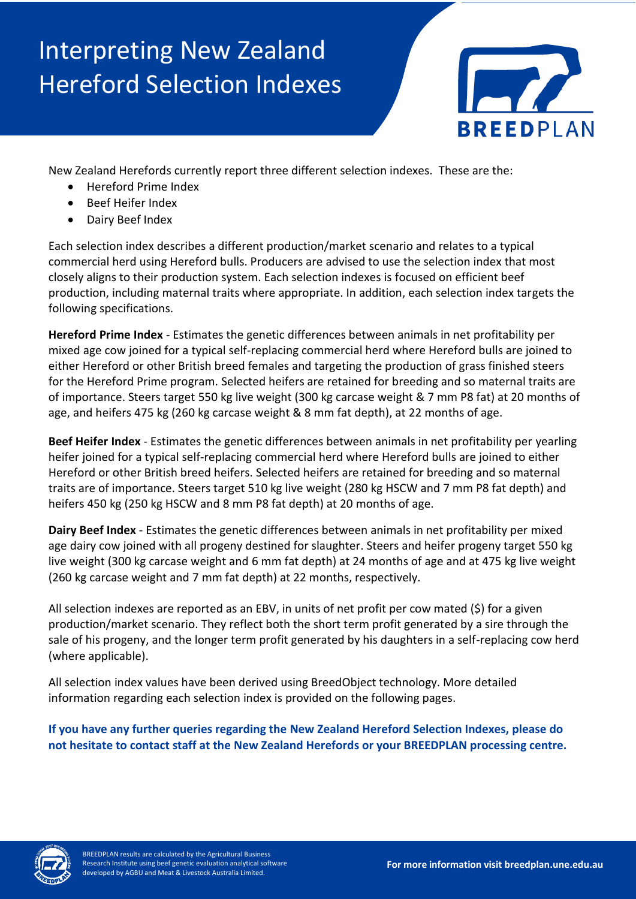# Interpreting New Zealand Hereford Selection Indexes

New Zealand Herefords currently report three different selection indexes. These are the:

- Hereford Prime Index
- Beef Heifer Index
- Dairy Beef Index

Each selection index describes a different production/market scenario and relates to a typical commercial herd using Hereford bulls. Producers are advised to use the selection index that most closely aligns to their production system. Each selection indexes is focused on efficient beef production, including maternal traits where appropriate. In addition, each selection index targets the following specifications.

**Hereford Prime Index** - Estimates the genetic differences between animals in net profitability per mixed age cow joined for a typical self-replacing commercial herd where Hereford bulls are joined to either Hereford or other British breed females and targeting the production of grass finished steers for the Hereford Prime program. Selected heifers are retained for breeding and so maternal traits are of importance. Steers target 550 kg live weight (300 kg carcase weight & 7 mm P8 fat) at 20 months of age, and heifers 475 kg (260 kg carcase weight & 8 mm fat depth), at 22 months of age.

**Beef Heifer Index** - Estimates the genetic differences between animals in net profitability per yearling heifer joined for a typical self-replacing commercial herd where Hereford bulls are joined to either Hereford or other British breed heifers. Selected heifers are retained for breeding and so maternal traits are of importance. Steers target 510 kg live weight (280 kg HSCW and 7 mm P8 fat depth) and heifers 450 kg (250 kg HSCW and 8 mm P8 fat depth) at 20 months of age.

**Dairy Beef Index** - Estimates the genetic differences between animals in net profitability per mixed age dairy cow joined with all progeny destined for slaughter. Steers and heifer progeny target 550 kg live weight (300 kg carcase weight and 6 mm fat depth) at 24 months of age and at 475 kg live weight (260 kg carcase weight and 7 mm fat depth) at 22 months, respectively.

All selection indexes are reported as an EBV, in units of net profit per cow mated ($) for a given production/market scenario. They reflect both the short term profit generated by a sire through the sale of his progeny, and the longer term profit generated by his daughters in a self-replacing cow herd (where applicable).

All selection index values have been derived using BreedObject technology. More detailed information regarding each selection index is provided on the following pages.

**If you have any further queries regarding the New Zealand Hereford Selection Indexes, please do not hesitate to contact staff at the New Zealand Herefords or your BREEDPLAN processing centre.**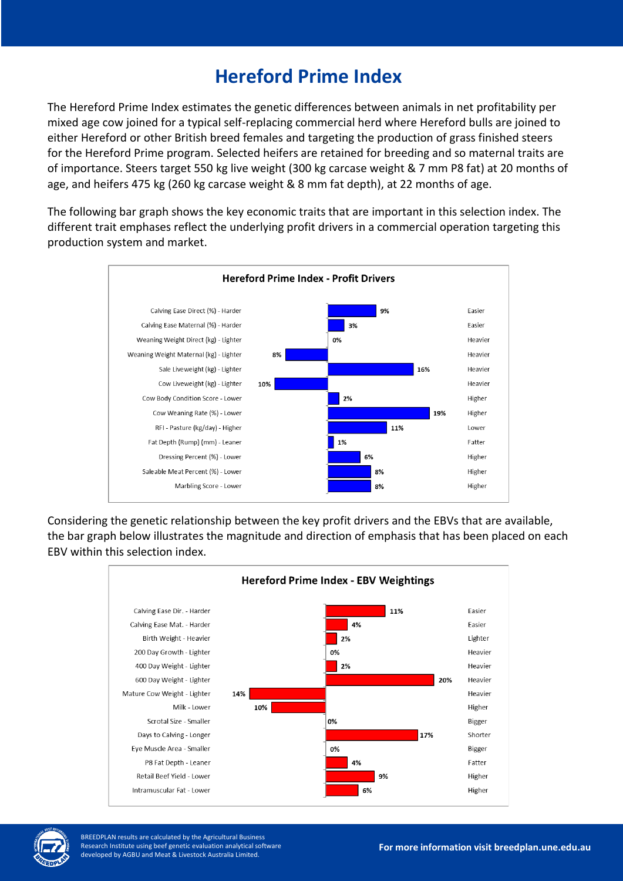# Hereford Prime Index

The Hereford Prime Index estimates the genetic differences between animals in net profitability per mixed age cow joined for a typical self-replacing commercial herd where Hereford bulls are joined to either Hereford or other British breed females and targeting the production of grass finished steers for the Hereford Prime program. Selected heifers are retained for breeding and so maternal traits are of importance. Steers target 550 kg live weight (300 kg carcase weight & 7 mm P8 fat) at 20 months of age, and heifers 475 kg (260 kg carcase weight & 8 mm fat depth), at 22 months of age.

The following bar graph shows the key economic traits that are important in this selection index. The different trait emphases reflect the underlying profit drivers in a commercial operation targeting this production system and market.

**Hereford Prime Index - Profit Drivers**

| Trait - Direction | Emphasis | Direction |
|---|---|---|
| Calving Ease Direct (%) - Harder | 9% | Easier |
| Calving Ease Maternal (%) - Harder | 3% | Easier |
| Weaning Weight Direct (kg) - Lighter | 0% | Heavier |
| Weaning Weight Maternal (kg) - Lighter | 8% (negative) | Heavier |
| Sale Liveweight (kg) - Lighter | 16% | Heavier |
| Cow Liveweight (kg) - Lighter | 10% (negative) | Heavier |
| Cow Body Condition Score - Lower | 2% | Higher |
| Cow Weaning Rate (%) - Lower | 19% | Higher |
| RFI - Pasture (kg/day) - Higher | 11% | Lower |
| Fat Depth (Rump) (mm) - Leaner | 1% | Fatter |
| Dressing Percent (%) - Lower | 6% | Higher |
| Saleable Meat Percent (%) - Lower | 8% | Higher |
| Marbling Score - Lower | 8% | Higher |

Considering the genetic relationship between the key profit drivers and the EBVs that are available, the bar graph below illustrates the magnitude and direction of emphasis that has been placed on each EBV within this selection index.

**Hereford Prime Index - EBV Weightings**

| EBV - Direction | Emphasis | Direction |
|---|---|---|
| Calving Ease Dir. - Harder | 11% | Easier |
| Calving Ease Mat. - Harder | 4% | Easier |
| Birth Weight - Heavier | 2% | Lighter |
| 200 Day Growth - Lighter | 0% | Heavier |
| 400 Day Weight - Lighter | 2% | Heavier |
| 600 Day Weight - Lighter | 20% | Heavier |
| Mature Cow Weight - Lighter | 14% (negative) | Heavier |
| Milk - Lower | 10% (negative) | Higher |
| Scrotal Size - Smaller | 0% | Bigger |
| Days to Calving - Longer | 17% | Shorter |
| Eye Muscle Area - Smaller | 0% | Bigger |
| P8 Fat Depth - Leaner | 4% | Fatter |
| Retail Beef Yield - Lower | 9% | Higher |
| Intramuscular Fat - Lower | 6% | Higher |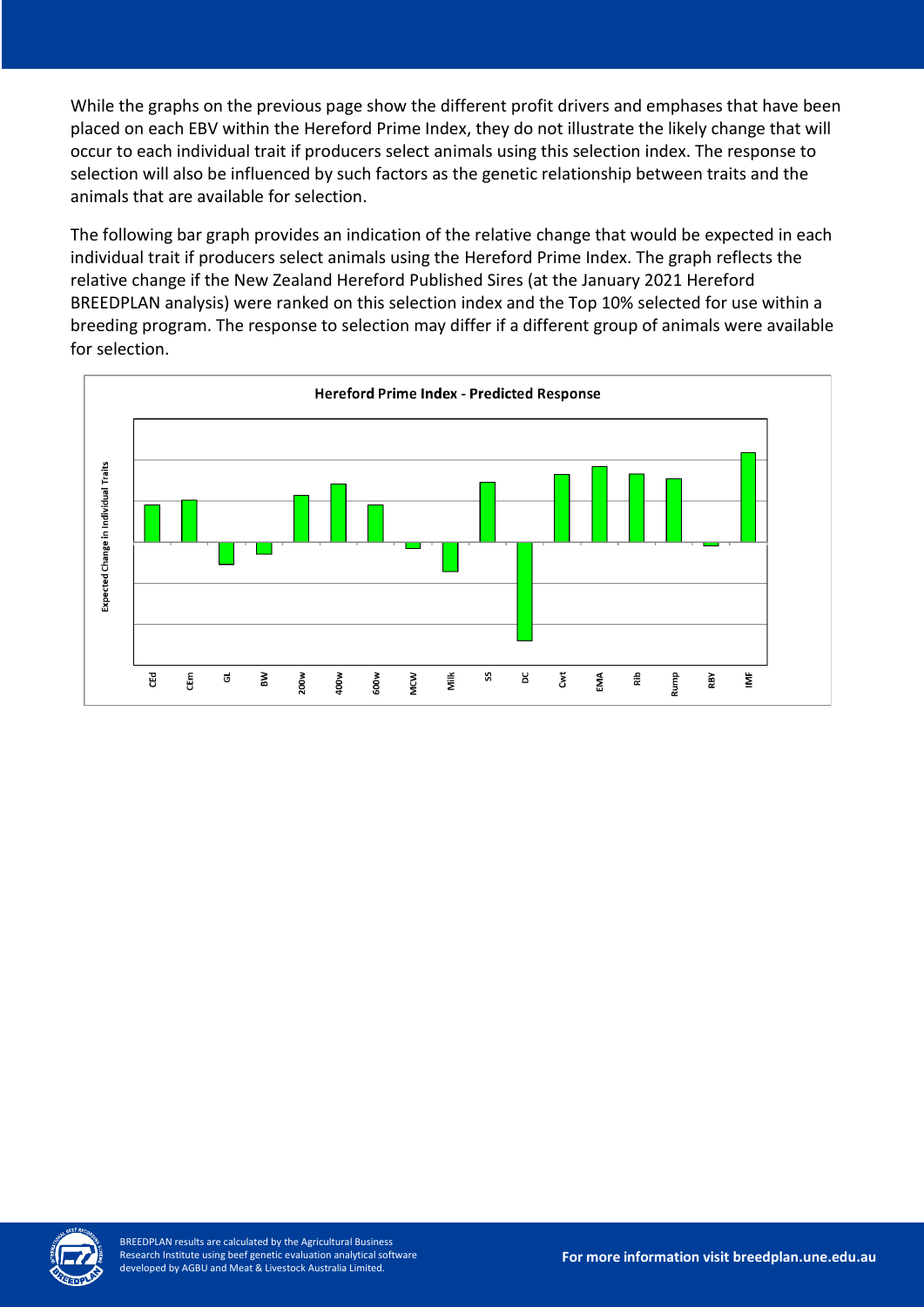While the graphs on the previous page show the different profit drivers and emphases that have been placed on each EBV within the Hereford Prime Index, they do not illustrate the likely change that will occur to each individual trait if producers select animals using this selection index. The response to selection will also be influenced by such factors as the genetic relationship between traits and the animals that are available for selection.

The following bar graph provides an indication of the relative change that would be expected in each individual trait if producers select animals using the Hereford Prime Index. The graph reflects the relative change if the New Zealand Hereford Published Sires (at the January 2021 Hereford BREEDPLAN analysis) were ranked on this selection index and the Top 10% selected for use within a breeding program. The response to selection may differ if a different group of animals were available for selection.

**Hereford Prime Index - Predicted Response**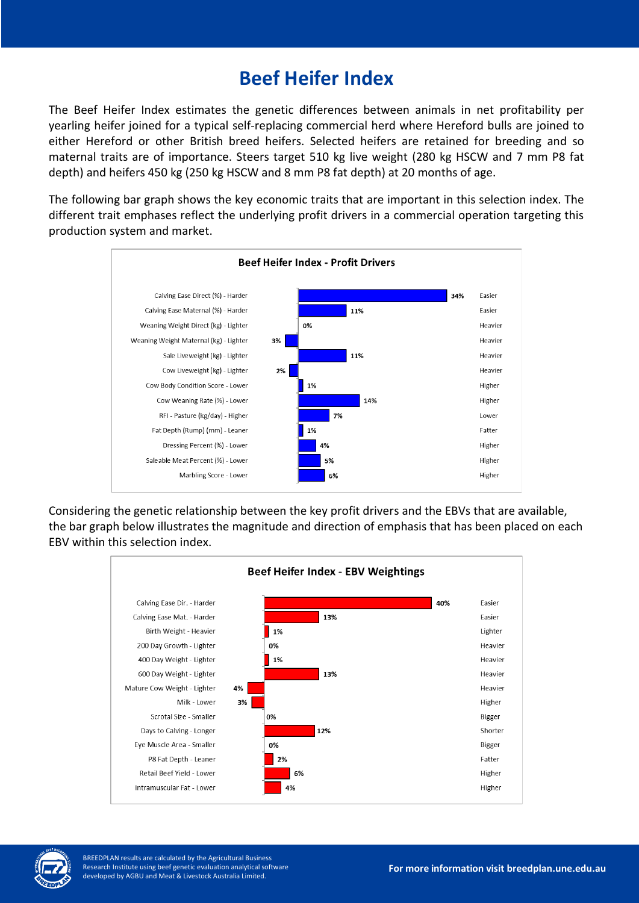# Beef Heifer Index

The Beef Heifer Index estimates the genetic differences between animals in net profitability per yearling heifer joined for a typical self-replacing commercial herd where Hereford bulls are joined to either Hereford or other British breed heifers. Selected heifers are retained for breeding and so maternal traits are of importance. Steers target 510 kg live weight (280 kg HSCW and 7 mm P8 fat depth) and heifers 450 kg (250 kg HSCW and 8 mm P8 fat depth) at 20 months of age.

The following bar graph shows the key economic traits that are important in this selection index. The different trait emphases reflect the underlying profit drivers in a commercial operation targeting this production system and market.

**Beef Heifer Index - Profit Drivers**

| Trait | Emphasis | Direction |
|---|---|---|
| Calving Ease Direct (%) - Harder | 34% | Easier |
| Calving Ease Maternal (%) - Harder | 11% | Easier |
| Weaning Weight Direct (kg) - Lighter | 0% | Heavier |
| Weaning Weight Maternal (kg) - Lighter | 3% | Heavier |
| Sale Liveweight (kg) - Lighter | 11% | Heavier |
| Cow Liveweight (kg) - Lighter | 2% | Heavier |
| Cow Body Condition Score - Lower | 1% | Higher |
| Cow Weaning Rate (%) - Lower | 14% | Higher |
| RFI - Pasture (kg/day) - Higher | 7% | Lower |
| Fat Depth (Rump) (mm) - Leaner | 1% | Fatter |
| Dressing Percent (%) - Lower | 4% | Higher |
| Saleable Meat Percent (%) - Lower | 5% | Higher |
| Marbling Score - Lower | 6% | Higher |

Considering the genetic relationship between the key profit drivers and the EBVs that are available, the bar graph below illustrates the magnitude and direction of emphasis that has been placed on each EBV within this selection index.

**Beef Heifer Index - EBV Weightings**

| EBV | Weighting | Direction |
|---|---|---|
| Calving Ease Dir. - Harder | 40% | Easier |
| Calving Ease Mat. - Harder | 13% | Easier |
| Birth Weight - Heavier | 1% | Lighter |
| 200 Day Growth - Lighter | 0% | Heavier |
| 400 Day Weight - Lighter | 1% | Heavier |
| 600 Day Weight - Lighter | 13% | Heavier |
| Mature Cow Weight - Lighter | 4% | Heavier |
| Milk - Lower | 3% | Higher |
| Scrotal Size - Smaller | 0% | Bigger |
| Days to Calving - Longer | 12% | Shorter |
| Eye Muscle Area - Smaller | 0% | Bigger |
| P8 Fat Depth - Leaner | 2% | Fatter |
| Retail Beef Yield - Lower | 6% | Higher |
| Intramuscular Fat - Lower | 4% | Higher |

BREEDPLAN results are calculated by the Agricultural Business Research Institute using beef genetic evaluation analytical software developed by AGBU and Meat & Livestock Australia Limited.

For more information visit breedplan.une.edu.au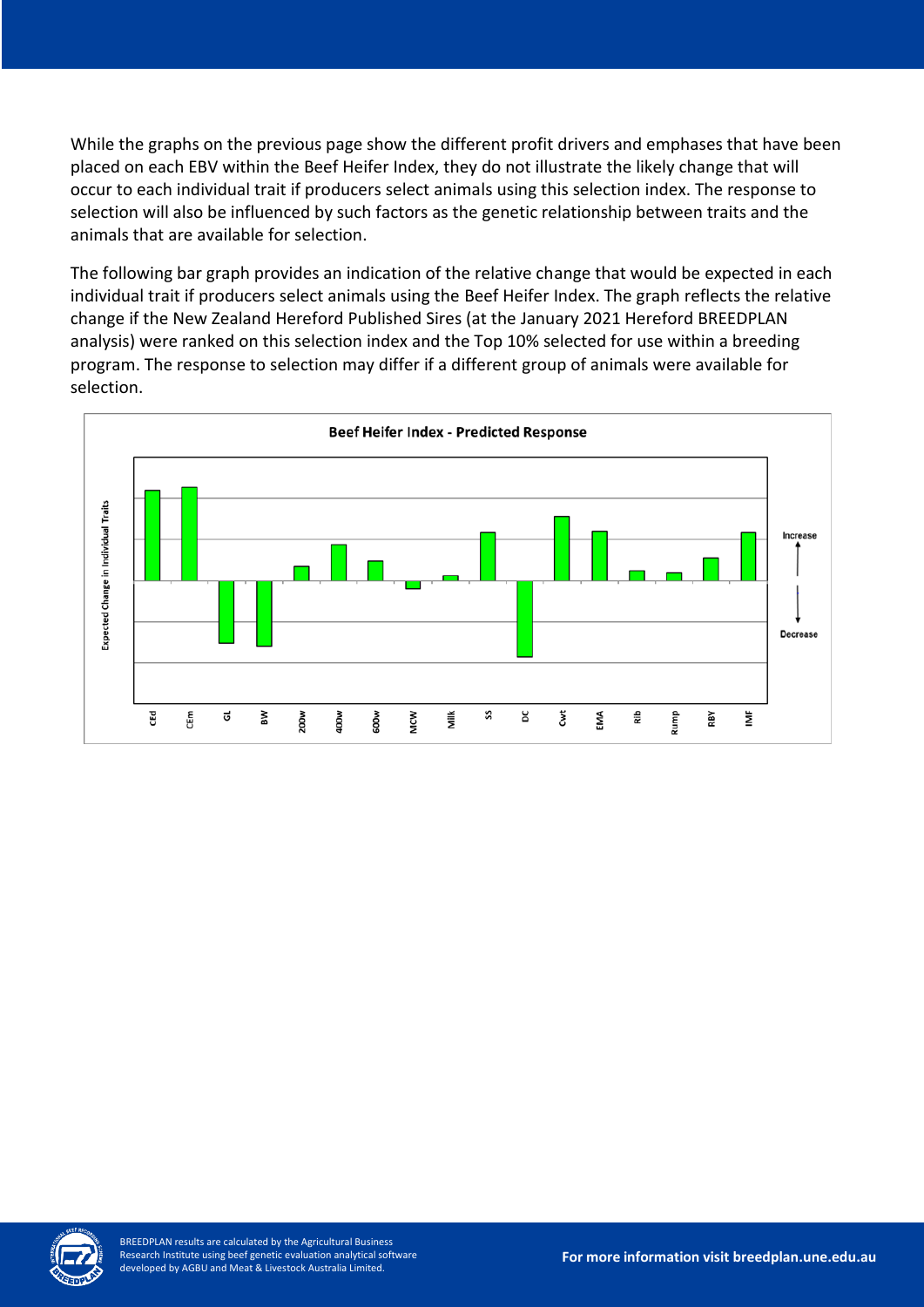While the graphs on the previous page show the different profit drivers and emphases that have been placed on each EBV within the Beef Heifer Index, they do not illustrate the likely change that will occur to each individual trait if producers select animals using this selection index. The response to selection will also be influenced by such factors as the genetic relationship between traits and the animals that are available for selection.

The following bar graph provides an indication of the relative change that would be expected in each individual trait if producers select animals using the Beef Heifer Index. The graph reflects the relative change if the New Zealand Hereford Published Sires (at the January 2021 Hereford BREEDPLAN analysis) were ranked on this selection index and the Top 10% selected for use within a breeding program. The response to selection may differ if a different group of animals were available for selection.

**Beef Heifer Index - Predicted Response**

Expected Change in Individual Traits

Increase / Decrease

CEd, CEm, GL, BW, 200w, 400w, 600w, MCW, Milk, SS, DC, Cwt, EMA, Rib, Rump, RBY, IMF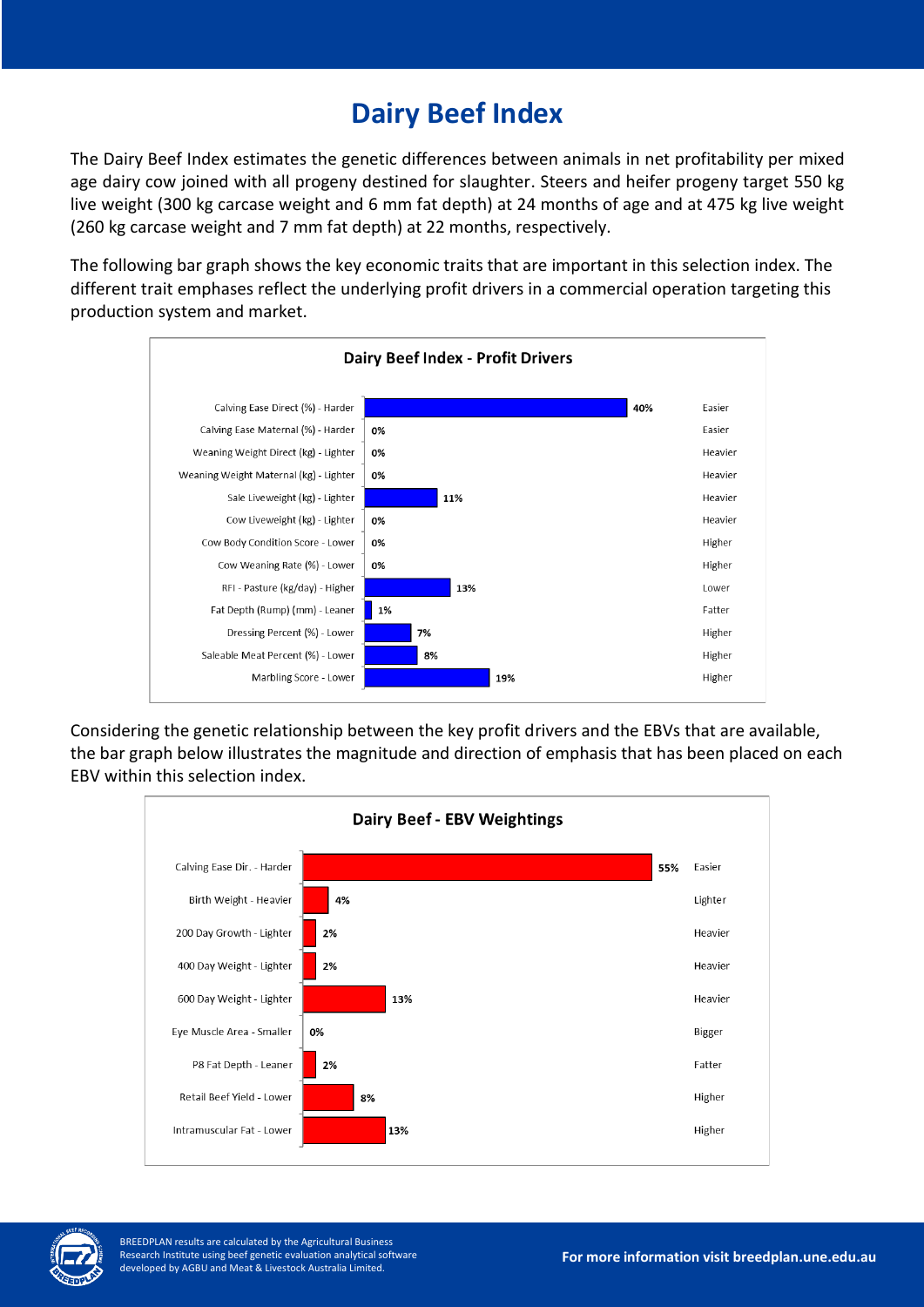# Dairy Beef Index

The Dairy Beef Index estimates the genetic differences between animals in net profitability per mixed age dairy cow joined with all progeny destined for slaughter. Steers and heifer progeny target 550 kg live weight (300 kg carcase weight and 6 mm fat depth) at 24 months of age and at 475 kg live weight (260 kg carcase weight and 7 mm fat depth) at 22 months, respectively.

The following bar graph shows the key economic traits that are important in this selection index. The different trait emphases reflect the underlying profit drivers in a commercial operation targeting this production system and market.

**Dairy Beef Index - Profit Drivers**

| Trait | Emphasis | Direction |
|---|---|---|
| Calving Ease Direct (%) - Harder | 40% | Easier |
| Calving Ease Maternal (%) - Harder | 0% | Easier |
| Weaning Weight Direct (kg) - Lighter | 0% | Heavier |
| Weaning Weight Maternal (kg) - Lighter | 0% | Heavier |
| Sale Liveweight (kg) - Lighter | 11% | Heavier |
| Cow Liveweight (kg) - Lighter | 0% | Heavier |
| Cow Body Condition Score - Lower | 0% | Higher |
| Cow Weaning Rate (%) - Lower | 0% | Higher |
| RFI - Pasture (kg/day) - Higher | 13% | Lower |
| Fat Depth (Rump) (mm) - Leaner | 1% | Fatter |
| Dressing Percent (%) - Lower | 7% | Higher |
| Saleable Meat Percent (%) - Lower | 8% | Higher |
| Marbling Score - Lower | 19% | Higher |

Considering the genetic relationship between the key profit drivers and the EBVs that are available, the bar graph below illustrates the magnitude and direction of emphasis that has been placed on each EBV within this selection index.

**Dairy Beef - EBV Weightings**

| EBV | Weighting | Direction |
|---|---|---|
| Calving Ease Dir. - Harder | 55% | Easier |
| Birth Weight - Heavier | 4% | Lighter |
| 200 Day Growth - Lighter | 2% | Heavier |
| 400 Day Weight - Lighter | 2% | Heavier |
| 600 Day Weight - Lighter | 13% | Heavier |
| Eye Muscle Area - Smaller | 0% | Bigger |
| P8 Fat Depth - Leaner | 2% | Fatter |
| Retail Beef Yield - Lower | 8% | Higher |
| Intramuscular Fat - Lower | 13% | Higher |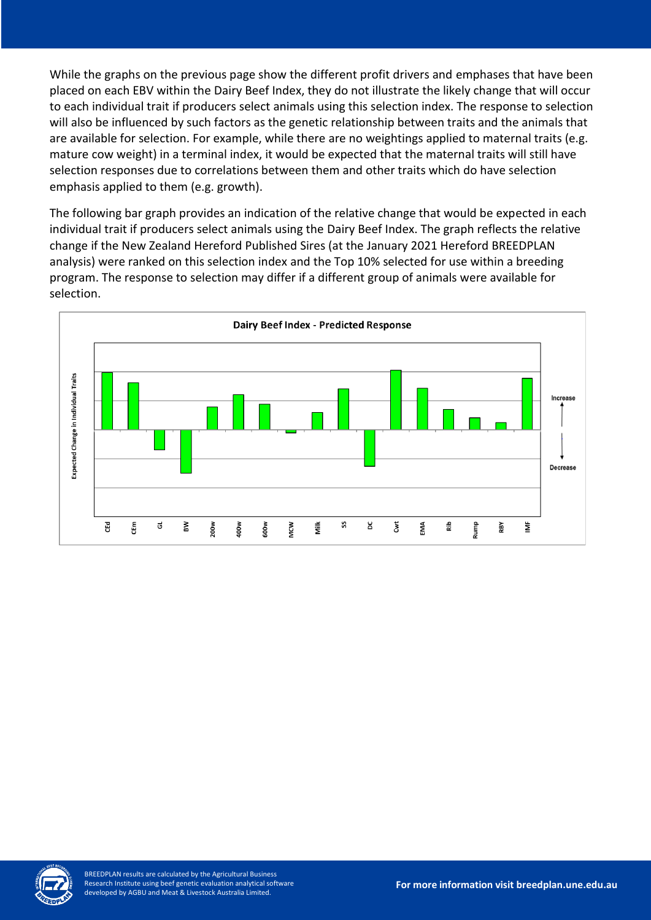While the graphs on the previous page show the different profit drivers and emphases that have been placed on each EBV within the Dairy Beef Index, they do not illustrate the likely change that will occur to each individual trait if producers select animals using this selection index. The response to selection will also be influenced by such factors as the genetic relationship between traits and the animals that are available for selection. For example, while there are no weightings applied to maternal traits (e.g. mature cow weight) in a terminal index, it would be expected that the maternal traits will still have selection responses due to correlations between them and other traits which do have selection emphasis applied to them (e.g. growth).

The following bar graph provides an indication of the relative change that would be expected in each individual trait if producers select animals using the Dairy Beef Index. The graph reflects the relative change if the New Zealand Hereford Published Sires (at the January 2021 Hereford BREEDPLAN analysis) were ranked on this selection index and the Top 10% selected for use within a breeding program. The response to selection may differ if a different group of animals were available for selection.

Dairy Beef Index - Predicted Response

Expected Change in Individual Traits

Increase

Decrease

CEd CEm GL BW 200w 400w 600w MCW Milk SS DC Cwt EMA Rib Rump RBY IMF